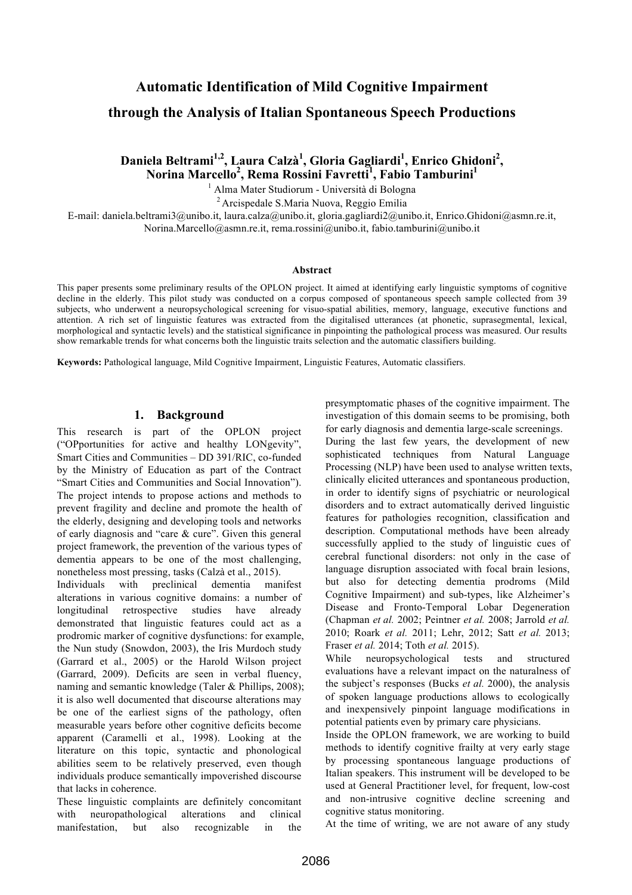# Automatic Identification of Mild Cognitive Impairment through the Analysis of Italian Spontaneous Speech Productions

**Daniela Beltrami[1,2], Laura Calzà[1], Gloria Gagliardi[1], Enrico Ghidoni[2], Norina Marcello[2], Rema Rossini Favretti[1], Fabio Tamburini[1]**

[1] Alma Mater Studiorum - Università di Bologna

[2] Arcispedale S.Maria Nuova, Reggio Emilia

E-mail: daniela.beltrami3@unibo.it, laura.calza@unibo.it, gloria.gagliardi2@unibo.it, Enrico.Ghidoni@asmn.re.it, Norina.Marcello@asmn.re.it, rema.rossini@unibo.it, fabio.tamburini@unibo.it

### Abstract

This paper presents some preliminary results of the OPLON project. It aimed at identifying early linguistic symptoms of cognitive decline in the elderly. This pilot study was conducted on a corpus composed of spontaneous speech sample collected from 39 subjects, who underwent a neuropsychological screening for visuo-spatial abilities, memory, language, executive functions and attention. A rich set of linguistic features was extracted from the digitalised utterances (at phonetic, suprasegmental, lexical, morphological and syntactic levels) and the statistical significance in pinpointing the pathological process was measured. Our results show remarkable trends for what concerns both the linguistic traits selection and the automatic classifiers building.

**Keywords:** Pathological language, Mild Cognitive Impairment, Linguistic Features, Automatic classifiers.

## 1. Background

This research is part of the OPLON project ("OPportunities for active and healthy LONgevity", Smart Cities and Communities – DD 391/RIC, co-funded by the Ministry of Education as part of the Contract "Smart Cities and Communities and Social Innovation"). The project intends to propose actions and methods to prevent fragility and decline and promote the health of the elderly, designing and developing tools and networks of early diagnosis and "care & cure". Given this general project framework, the prevention of the various types of dementia appears to be one of the most challenging, nonetheless most pressing, tasks (Calzà et al., 2015).

Individuals with preclinical dementia manifest alterations in various cognitive domains: a number of longitudinal retrospective studies have already demonstrated that linguistic features could act as a prodromic marker of cognitive dysfunctions: for example, the Nun study (Snowdon, 2003), the Iris Murdoch study (Garrard et al., 2005) or the Harold Wilson project (Garrard, 2009). Deficits are seen in verbal fluency, naming and semantic knowledge (Taler & Phillips, 2008); it is also well documented that discourse alterations may be one of the earliest signs of the pathology, often measurable years before other cognitive deficits become apparent (Caramelli et al., 1998). Looking at the literature on this topic, syntactic and phonological abilities seem to be relatively preserved, even though individuals produce semantically impoverished discourse that lacks in coherence.

These linguistic complaints are definitely concomitant with neuropathological alterations and clinical manifestation, but also recognizable in the presymptomatic phases of the cognitive impairment. The investigation of this domain seems to be promising, both for early diagnosis and dementia large-scale screenings.

During the last few years, the development of new sophisticated techniques from Natural Language Processing (NLP) have been used to analyse written texts, clinically elicited utterances and spontaneous production, in order to identify signs of psychiatric or neurological disorders and to extract automatically derived linguistic features for pathologies recognition, classification and description. Computational methods have been already successfully applied to the study of linguistic cues of cerebral functional disorders: not only in the case of language disruption associated with focal brain lesions, but also for detecting dementia prodroms (Mild Cognitive Impairment) and sub-types, like Alzheimer's Disease and Fronto-Temporal Lobar Degeneration (Chapman *et al.* 2002; Peintner *et al.* 2008; Jarrold *et al.* 2010; Roark *et al.* 2011; Lehr, 2012; Satt *et al.* 2013; Fraser *et al.* 2014; Toth *et al.* 2015).

While neuropsychological tests and structured evaluations have a relevant impact on the naturalness of the subject's responses (Bucks *et al.* 2000), the analysis of spoken language productions allows to ecologically and inexpensively pinpoint language modifications in potential patients even by primary care physicians.

Inside the OPLON framework, we are working to build methods to identify cognitive frailty at very early stage by processing spontaneous language productions of Italian speakers. This instrument will be developed to be used at General Practitioner level, for frequent, low-cost and non-intrusive cognitive decline screening and cognitive status monitoring.

At the time of writing, we are not aware of any study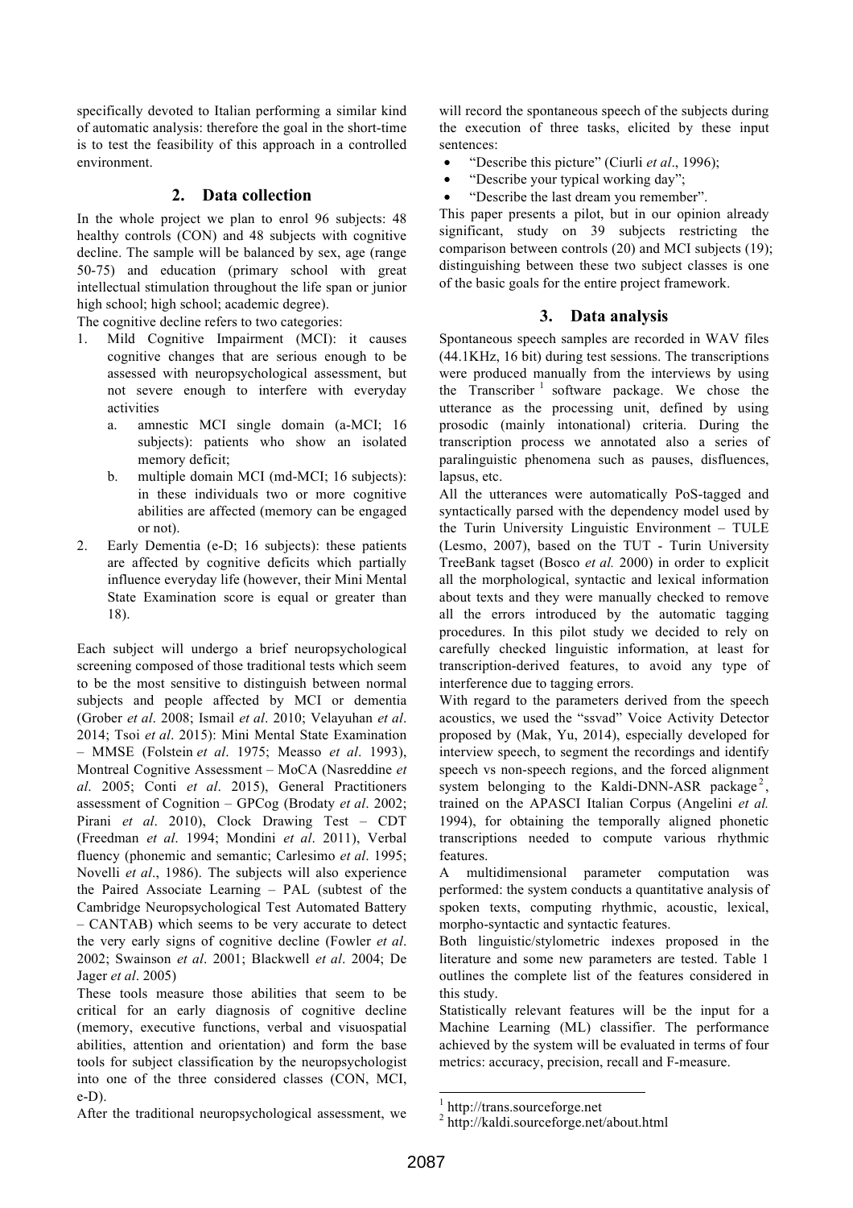specifically devoted to Italian performing a similar kind of automatic analysis: therefore the goal in the short-time is to test the feasibility of this approach in a controlled environment.

## 2. Data collection

In the whole project we plan to enrol 96 subjects: 48 healthy controls (CON) and 48 subjects with cognitive decline. The sample will be balanced by sex, age (range 50-75) and education (primary school with great intellectual stimulation throughout the life span or junior high school; high school; academic degree).

The cognitive decline refers to two categories:

1. Mild Cognitive Impairment (MCI): it causes cognitive changes that are serious enough to be assessed with neuropsychological assessment, but not severe enough to interfere with everyday activities
   a. amnestic MCI single domain (a-MCI; 16 subjects): patients who show an isolated memory deficit;
   b. multiple domain MCI (md-MCI; 16 subjects): in these individuals two or more cognitive abilities are affected (memory can be engaged or not).
2. Early Dementia (e-D; 16 subjects): these patients are affected by cognitive deficits which partially influence everyday life (however, their Mini Mental State Examination score is equal or greater than 18).

Each subject will undergo a brief neuropsychological screening composed of those traditional tests which seem to be the most sensitive to distinguish between normal subjects and people affected by MCI or dementia (Grober *et al*. 2008; Ismail *et al*. 2010; Velayuhan *et al*. 2014; Tsoi *et al*. 2015): Mini Mental State Examination – MMSE (Folstein *et al*. 1975; Measso *et al*. 1993), Montreal Cognitive Assessment – MoCA (Nasreddine *et al*. 2005; Conti *et al*. 2015), General Practitioners assessment of Cognition – GPCog (Brodaty *et al*. 2002; Pirani *et al*. 2010), Clock Drawing Test – CDT (Freedman *et al*. 1994; Mondini *et al*. 2011), Verbal fluency (phonemic and semantic; Carlesimo *et al*. 1995; Novelli *et al*., 1986). The subjects will also experience the Paired Associate Learning – PAL (subtest of the Cambridge Neuropsychological Test Automated Battery – CANTAB) which seems to be very accurate to detect the very early signs of cognitive decline (Fowler *et al*. 2002; Swainson *et al*. 2001; Blackwell *et al*. 2004; De Jager *et al*. 2005)

These tools measure those abilities that seem to be critical for an early diagnosis of cognitive decline (memory, executive functions, verbal and visuospatial abilities, attention and orientation) and form the base tools for subject classification by the neuropsychologist into one of the three considered classes (CON, MCI, e-D).

After the traditional neuropsychological assessment, we will record the spontaneous speech of the subjects during the execution of three tasks, elicited by these input sentences:

- "Describe this picture" (Ciurli *et al*., 1996);
- "Describe your typical working day";
- "Describe the last dream you remember".

This paper presents a pilot, but in our opinion already significant, study on 39 subjects restricting the comparison between controls (20) and MCI subjects (19); distinguishing between these two subject classes is one of the basic goals for the entire project framework.

## 3. Data analysis

Spontaneous speech samples are recorded in WAV files (44.1KHz, 16 bit) during test sessions. The transcriptions were produced manually from the interviews by using the Transcriber [1] software package. We chose the utterance as the processing unit, defined by using prosodic (mainly intonational) criteria. During the transcription process we annotated also a series of paralinguistic phenomena such as pauses, disfluences, lapsus, etc.

All the utterances were automatically PoS-tagged and syntactically parsed with the dependency model used by the Turin University Linguistic Environment – TULE (Lesmo, 2007), based on the TUT - Turin University TreeBank tagset (Bosco *et al.* 2000) in order to explicit all the morphological, syntactic and lexical information about texts and they were manually checked to remove all the errors introduced by the automatic tagging procedures. In this pilot study we decided to rely on carefully checked linguistic information, at least for transcription-derived features, to avoid any type of interference due to tagging errors.

With regard to the parameters derived from the speech acoustics, we used the "ssvad" Voice Activity Detector proposed by (Mak, Yu, 2014), especially developed for interview speech, to segment the recordings and identify speech vs non-speech regions, and the forced alignment system belonging to the Kaldi-DNN-ASR package [2], trained on the APASCI Italian Corpus (Angelini *et al.* 1994), for obtaining the temporally aligned phonetic transcriptions needed to compute various rhythmic features.

A multidimensional parameter computation was performed: the system conducts a quantitative analysis of spoken texts, computing rhythmic, acoustic, lexical, morpho-syntactic and syntactic features.

Both linguistic/stylometric indexes proposed in the literature and some new parameters are tested. Table 1 outlines the complete list of the features considered in this study.

Statistically relevant features will be the input for a Machine Learning (ML) classifier. The performance achieved by the system will be evaluated in terms of four metrics: accuracy, precision, recall and F-measure.

[1] http://trans.sourceforge.net

[2] http://kaldi.sourceforge.net/about.html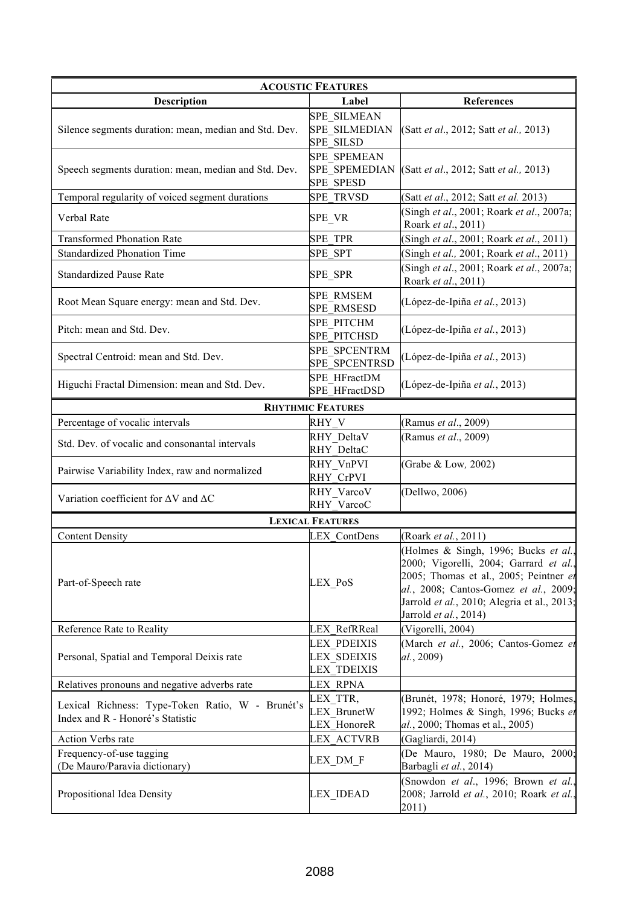| Description | Label | References |
|---|---|---|
| **ACOUSTIC FEATURES** | | |
| Silence segments duration: mean, median and Std. Dev. | SPE_SILMEAN<br>SPE_SILMEDIAN<br>SPE_SILSD | (Satt *et al*., 2012; Satt *et al.,* 2013) |
| Speech segments duration: mean, median and Std. Dev. | SPE_SPEMEAN<br>SPE_SPEMEDIAN<br>SPE_SPESD | (Satt *et al*., 2012; Satt *et al.,* 2013) |
| Temporal regularity of voiced segment durations | SPE_TRVSD | (Satt *et al*., 2012; Satt *et al.* 2013) |
| Verbal Rate | SPE_VR | (Singh *et al*., 2001; Roark *et al*., 2007a; Roark *et al*., 2011) |
| Transformed Phonation Rate | SPE_TPR | (Singh *et al*., 2001; Roark *et al*., 2011) |
| Standardized Phonation Time | SPE_SPT | (Singh *et al.,* 2001; Roark *et al*., 2011) |
| Standardized Pause Rate | SPE_SPR | (Singh *et al*., 2001; Roark *et al*., 2007a; Roark *et al*., 2011) |
| Root Mean Square energy: mean and Std. Dev. | SPE_RMSEM<br>SPE_RMSESD | (López-de-Ipiña *et al.*, 2013) |
| Pitch: mean and Std. Dev. | SPE_PITCHM<br>SPE_PITCHSD | (López-de-Ipiña *et al.*, 2013) |
| Spectral Centroid: mean and Std. Dev. | SPE_SPCENTRM<br>SPE_SPCENTRSD | (López-de-Ipiña *et al.*, 2013) |
| Higuchi Fractal Dimension: mean and Std. Dev. | SPE_HFractDM<br>SPE_HFractDSD | (López-de-Ipiña *et al.*, 2013) |
| **RHYTHMIC FEATURES** | | |
| Percentage of vocalic intervals | RHY_V | (Ramus *et al*., 2009) |
| Std. Dev. of vocalic and consonantal intervals | RHY_DeltaV<br>RHY_DeltaC | (Ramus *et al*., 2009) |
| Pairwise Variability Index, raw and normalized | RHY_VnPVI<br>RHY_CrPVI | (Grabe & Low*,* 2002) |
| Variation coefficient for $\Delta V$ and $\Delta C$ | RHY_VarcoV<br>RHY_VarcoC | (Dellwo, 2006) |
| **LEXICAL FEATURES** | | |
| Content Density | LEX_ContDens | (Roark *et al.*, 2011) |
| Part-of-Speech rate | LEX_PoS | (Holmes & Singh, 1996; Bucks *et al.*, 2000; Vigorelli, 2004; Garrard *et al.*, 2005; Thomas et al., 2005; Peintner *et al.*, 2008; Cantos-Gomez *et al.*, 2009; Jarrold *et al.*, 2010; Alegria et al., 2013; Jarrold *et al.*, 2014) |
| Reference Rate to Reality | LEX_RefRReal | (Vigorelli, 2004) |
| Personal, Spatial and Temporal Deixis rate | LEX_PDEIXIS<br>LEX_SDEIXIS<br>LEX_TDEIXIS | (March *et al.*, 2006; Cantos-Gomez *et al.*, 2009) |
| Relatives pronouns and negative adverbs rate | LEX_RPNA | |
| Lexical Richness: Type-Token Ratio, W - Brunét's Index and R - Honoré's Statistic | LEX_TTR,<br>LEX_BrunetW<br>LEX_HonoreR | (Brunét, 1978; Honoré, 1979; Holmes, 1992; Holmes & Singh, 1996; Bucks *et al.*, 2000; Thomas et al., 2005) |
| Action Verbs rate | LEX_ACTVRB | (Gagliardi, 2014) |
| Frequency-of-use tagging (De Mauro/Paravia dictionary) | LEX_DM_F | (De Mauro, 1980; De Mauro, 2000; Barbagli *et al.*, 2014) |
| Propositional Idea Density | LEX_IDEAD | (Snowdon *et al*., 1996; Brown *et al.*, 2008; Jarrold *et al.*, 2010; Roark *et al.*, 2011) |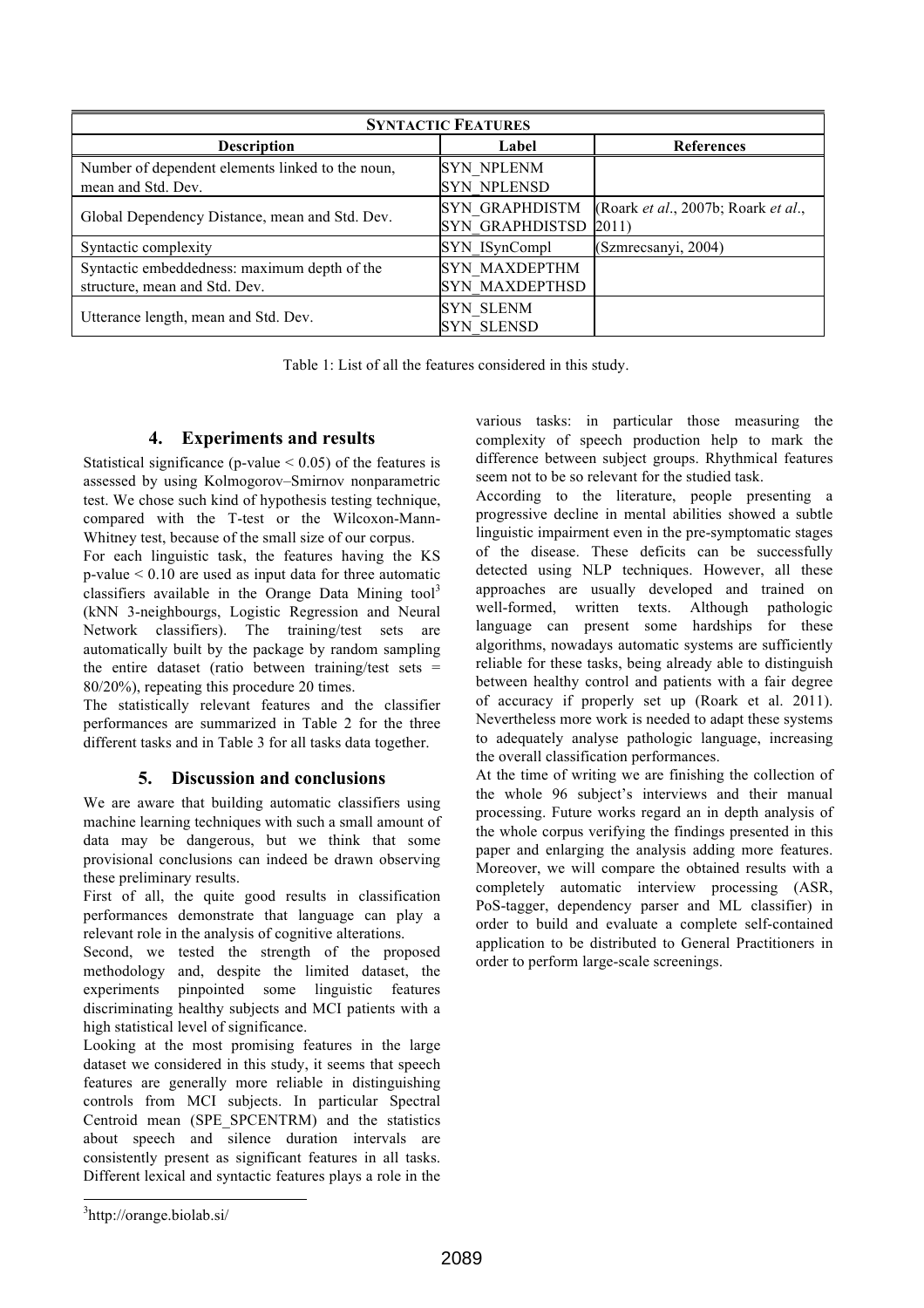| **Syntactic Features** | | |
|---|---|---|
| **Description** | **Label** | **References** |
| Number of dependent elements linked to the noun, mean and Std. Dev. | SYN_NPLENM<br>SYN_NPLENSD | |
| Global Dependency Distance, mean and Std. Dev. | SYN_GRAPHDISTM<br>SYN_GRAPHDISTSD | (Roark *et al*., 2007b; Roark *et al*., 2011) |
| Syntactic complexity | SYN_ISynCompl | (Szmrecsanyi, 2004) |
| Syntactic embeddedness: maximum depth of the structure, mean and Std. Dev. | SYN_MAXDEPTHM<br>SYN_MAXDEPTHSD | |
| Utterance length, mean and Std. Dev. | SYN_SLENM<br>SYN_SLENSD | |

Table 1: List of all the features considered in this study.

## 4. Experiments and results

Statistical significance (p-value $< 0.05$) of the features is assessed by using Kolmogorov–Smirnov nonparametric test. We chose such kind of hypothesis testing technique, compared with the T-test or the Wilcoxon-Mann-Whitney test, because of the small size of our corpus.

For each linguistic task, the features having the KS p-value $< 0.10$ are used as input data for three automatic classifiers available in the Orange Data Mining tool[3] (kNN 3-neighbourgs, Logistic Regression and Neural Network classifiers). The training/test sets are automatically built by the package by random sampling the entire dataset (ratio between training/test sets = 80/20%), repeating this procedure 20 times.

The statistically relevant features and the classifier performances are summarized in Table 2 for the three different tasks and in Table 3 for all tasks data together.

## 5. Discussion and conclusions

We are aware that building automatic classifiers using machine learning techniques with such a small amount of data may be dangerous, but we think that some provisional conclusions can indeed be drawn observing these preliminary results.

First of all, the quite good results in classification performances demonstrate that language can play a relevant role in the analysis of cognitive alterations.

Second, we tested the strength of the proposed methodology and, despite the limited dataset, the experiments pinpointed some linguistic features discriminating healthy subjects and MCI patients with a high statistical level of significance.

Looking at the most promising features in the large dataset we considered in this study, it seems that speech features are generally more reliable in distinguishing controls from MCI subjects. In particular Spectral Centroid mean (SPE_SPCENTRM) and the statistics about speech and silence duration intervals are consistently present as significant features in all tasks. Different lexical and syntactic features plays a role in the various tasks: in particular those measuring the complexity of speech production help to mark the difference between subject groups. Rhythmical features seem not to be so relevant for the studied task.

According to the literature, people presenting a progressive decline in mental abilities showed a subtle linguistic impairment even in the pre-symptomatic stages of the disease. These deficits can be successfully detected using NLP techniques. However, all these approaches are usually developed and trained on well-formed, written texts. Although pathologic language can present some hardships for these algorithms, nowadays automatic systems are sufficiently reliable for these tasks, being already able to distinguish between healthy control and patients with a fair degree of accuracy if properly set up (Roark et al. 2011). Nevertheless more work is needed to adapt these systems to adequately analyse pathologic language, increasing the overall classification performances.

At the time of writing we are finishing the collection of the whole 96 subject's interviews and their manual processing. Future works regard an in depth analysis of the whole corpus verifying the findings presented in this paper and enlarging the analysis adding more features. Moreover, we will compare the obtained results with a completely automatic interview processing (ASR, PoS-tagger, dependency parser and ML classifier) in order to build and evaluate a complete self-contained application to be distributed to General Practitioners in order to perform large-scale screenings.

[3] http://orange.biolab.si/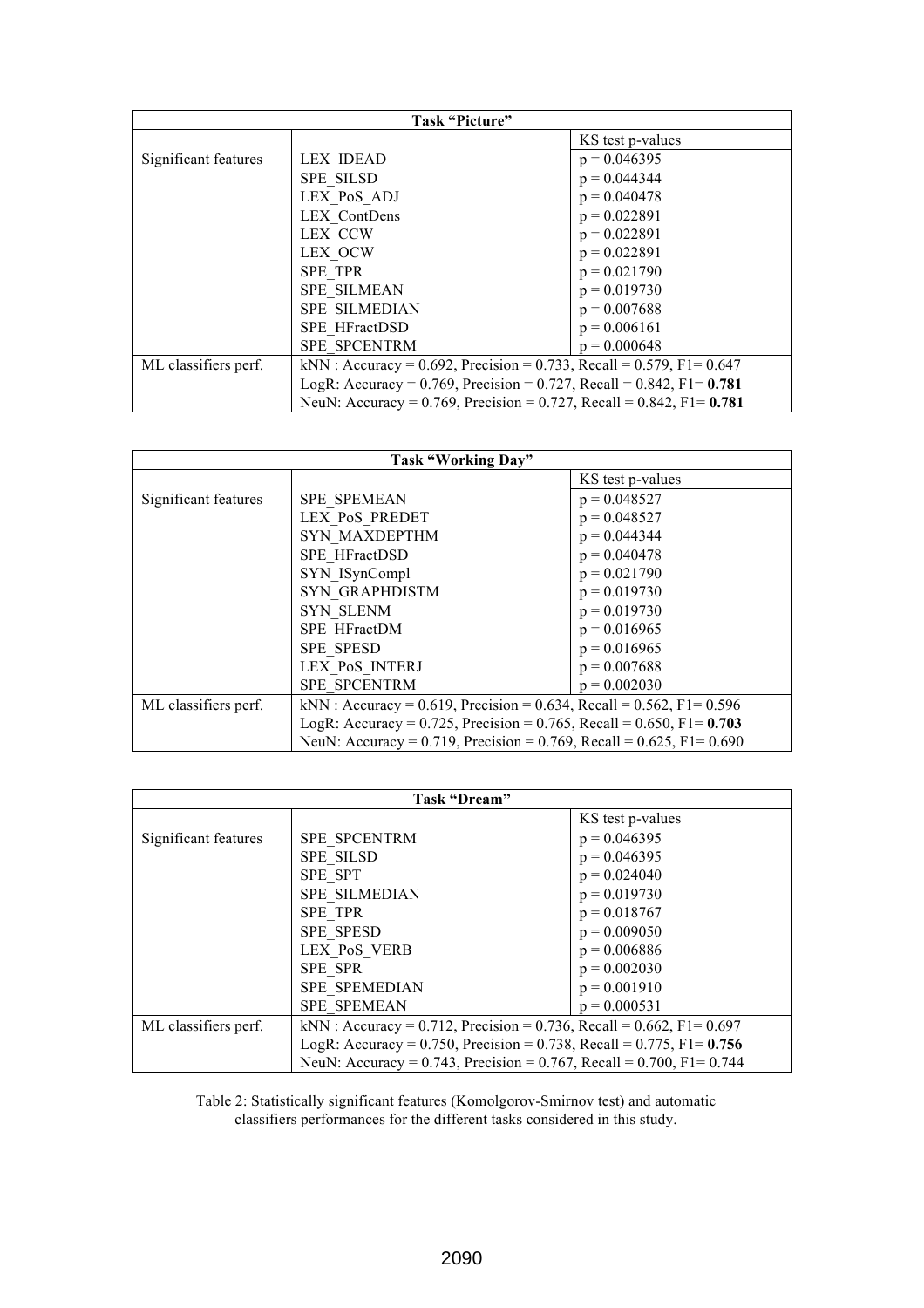| Task "Picture" | | |
|---|---|---|
| | | KS test p-values |
| Significant features | LEX_IDEAD | p = 0.046395 |
| | SPE_SILSD | p = 0.044344 |
| | LEX_PoS_ADJ | p = 0.040478 |
| | LEX_ContDens | p = 0.022891 |
| | LEX_CCW | p = 0.022891 |
| | LEX_OCW | p = 0.022891 |
| | SPE_TPR | p = 0.021790 |
| | SPE_SILMEAN | p = 0.019730 |
| | SPE_SILMEDIAN | p = 0.007688 |
| | SPE_HFractDSD | p = 0.006161 |
| | SPE_SPCENTRM | p = 0.000648 |
| ML classifiers perf. | kNN : Accuracy = 0.692, Precision = 0.733, Recall = 0.579, F1= 0.647 | |
| | LogR: Accuracy = 0.769, Precision = 0.727, Recall = 0.842, F1= **0.781** | |
| | NeuN: Accuracy = 0.769, Precision = 0.727, Recall = 0.842, F1= **0.781** | |

| Task "Working Day" | | |
|---|---|---|
| | | KS test p-values |
| Significant features | SPE_SPEMEAN | p = 0.048527 |
| | LEX_PoS_PREDET | p = 0.048527 |
| | SYN_MAXDEPTHM | p = 0.044344 |
| | SPE_HFractDSD | p = 0.040478 |
| | SYN_ISynCompl | p = 0.021790 |
| | SYN_GRAPHDISTM | p = 0.019730 |
| | SYN_SLENM | p = 0.019730 |
| | SPE_HFractDM | p = 0.016965 |
| | SPE_SPESD | p = 0.016965 |
| | LEX_PoS_INTERJ | p = 0.007688 |
| | SPE_SPCENTRM | p = 0.002030 |
| ML classifiers perf. | kNN : Accuracy = 0.619, Precision = 0.634, Recall = 0.562, F1= 0.596 | |
| | LogR: Accuracy = 0.725, Precision = 0.765, Recall = 0.650, F1= **0.703** | |
| | NeuN: Accuracy = 0.719, Precision = 0.769, Recall = 0.625, F1= 0.690 | |

| Task "Dream" | | |
|---|---|---|
| | | KS test p-values |
| Significant features | SPE_SPCENTRM | p = 0.046395 |
| | SPE_SILSD | p = 0.046395 |
| | SPE_SPT | p = 0.024040 |
| | SPE_SILMEDIAN | p = 0.019730 |
| | SPE_TPR | p = 0.018767 |
| | SPE_SPESD | p = 0.009050 |
| | LEX_PoS_VERB | p = 0.006886 |
| | SPE_SPR | p = 0.002030 |
| | SPE_SPEMEDIAN | p = 0.001910 |
| | SPE_SPEMEAN | p = 0.000531 |
| ML classifiers perf. | kNN : Accuracy = 0.712, Precision = 0.736, Recall = 0.662, F1= 0.697 | |
| | LogR: Accuracy = 0.750, Precision = 0.738, Recall = 0.775, F1= **0.756** | |
| | NeuN: Accuracy = 0.743, Precision = 0.767, Recall = 0.700, F1= 0.744 | |

Table 2: Statistically significant features (Komolgorov-Smirnov test) and automatic classifiers performances for the different tasks considered in this study.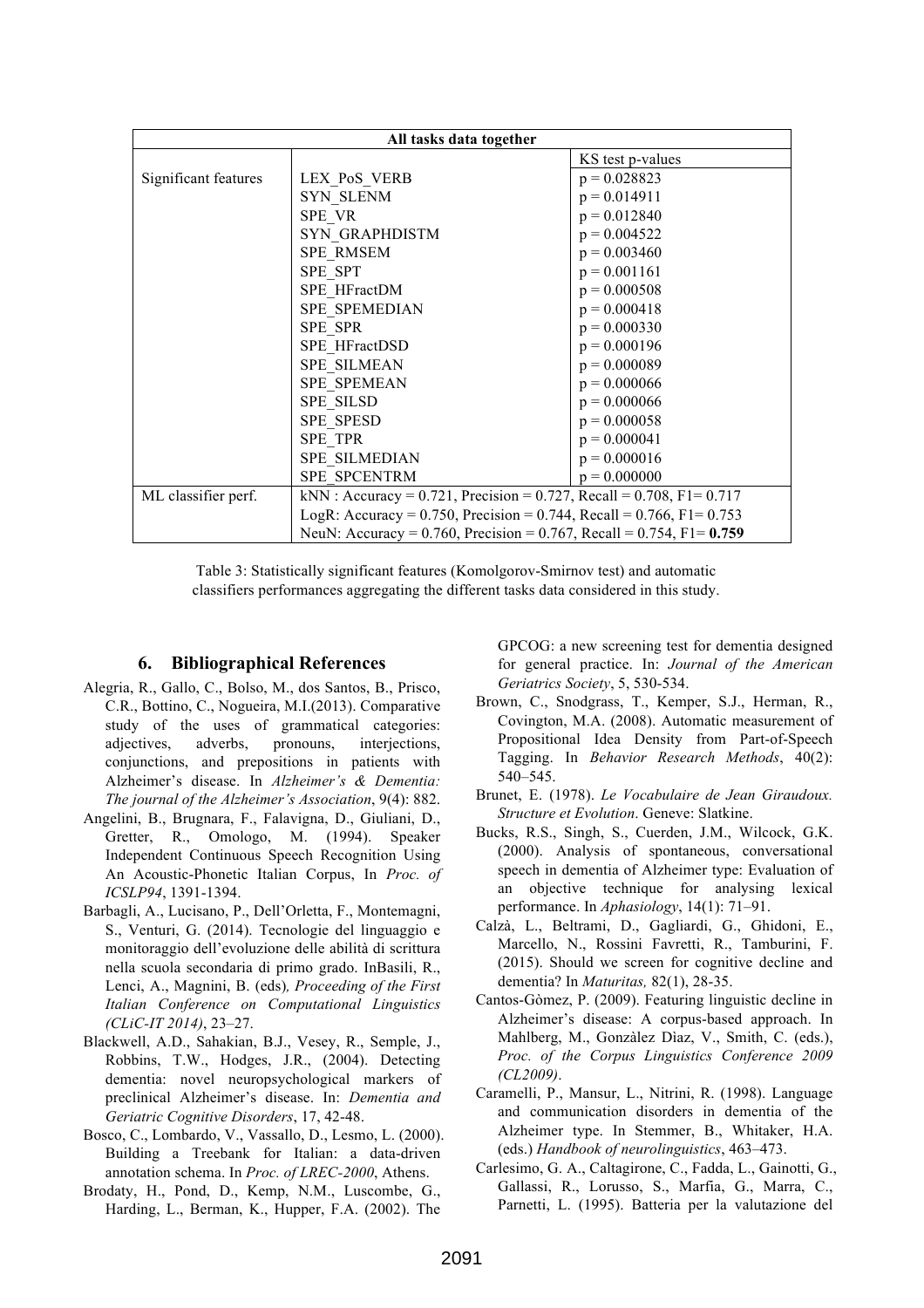| All tasks data together | | |
|---|---|---|
| | | KS test p-values |
| Significant features | LEX_PoS_VERB | p = 0.028823 |
| | SYN_SLENM | p = 0.014911 |
| | SPE_VR | p = 0.012840 |
| | SYN_GRAPHDISTM | p = 0.004522 |
| | SPE_RMSEM | p = 0.003460 |
| | SPE_SPT | p = 0.001161 |
| | SPE_HFractDM | p = 0.000508 |
| | SPE_SPEMEDIAN | p = 0.000418 |
| | SPE_SPR | p = 0.000330 |
| | SPE_HFractDSD | p = 0.000196 |
| | SPE_SILMEAN | p = 0.000089 |
| | SPE_SPEMEAN | p = 0.000066 |
| | SPE_SILSD | p = 0.000066 |
| | SPE_SPESD | p = 0.000058 |
| | SPE_TPR | p = 0.000041 |
| | SPE_SILMEDIAN | p = 0.000016 |
| | SPE_SPCENTRM | p = 0.000000 |
| ML classifier perf. | kNN : Accuracy = 0.721, Precision = 0.727, Recall = 0.708, F1= 0.717 | |
| | LogR: Accuracy = 0.750, Precision = 0.744, Recall = 0.766, F1= 0.753 | |
| | NeuN: Accuracy = 0.760, Precision = 0.767, Recall = 0.754, F1= **0.759** | |

Table 3: Statistically significant features (Komolgorov-Smirnov test) and automatic classifiers performances aggregating the different tasks data considered in this study.

## 6. Bibliographical References

Alegria, R., Gallo, C., Bolso, M., dos Santos, B., Prisco, C.R., Bottino, C., Nogueira, M.I.(2013). Comparative study of the uses of grammatical categories: adjectives, adverbs, pronouns, interjections, conjunctions, and prepositions in patients with Alzheimer's disease. In *Alzheimer's & Dementia: The journal of the Alzheimer's Association*, 9(4): 882.

Angelini, B., Brugnara, F., Falavigna, D., Giuliani, D., Gretter, R., Omologo, M. (1994). Speaker Independent Continuous Speech Recognition Using An Acoustic-Phonetic Italian Corpus, In *Proc. of ICSLP94*, 1391-1394.

Barbagli, A., Lucisano, P., Dell'Orletta, F., Montemagni, S., Venturi, G. (2014). Tecnologie del linguaggio e monitoraggio dell'evoluzione delle abilità di scrittura nella scuola secondaria di primo grado. InBasili, R., Lenci, A., Magnini, B. (eds)*, Proceeding of the First Italian Conference on Computational Linguistics (CLiC-IT 2014)*, 23–27.

Blackwell, A.D., Sahakian, B.J., Vesey, R., Semple, J., Robbins, T.W., Hodges, J.R., (2004). Detecting dementia: novel neuropsychological markers of preclinical Alzheimer's disease. In: *Dementia and Geriatric Cognitive Disorders*, 17, 42-48.

Bosco, C., Lombardo, V., Vassallo, D., Lesmo, L. (2000). Building a Treebank for Italian: a data-driven annotation schema. In *Proc. of LREC-2000*, Athens.

Brodaty, H., Pond, D., Kemp, N.M., Luscombe, G., Harding, L., Berman, K., Hupper, F.A. (2002). The GPCOG: a new screening test for dementia designed for general practice. In: *Journal of the American Geriatrics Society*, 5, 530-534.

Brown, C., Snodgrass, T., Kemper, S.J., Herman, R., Covington, M.A. (2008). Automatic measurement of Propositional Idea Density from Part-of-Speech Tagging. In *Behavior Research Methods*, 40(2): 540–545.

Brunet, E. (1978). *Le Vocabulaire de Jean Giraudoux. Structure et Evolution*. Geneve: Slatkine.

Bucks, R.S., Singh, S., Cuerden, J.M., Wilcock, G.K. (2000). Analysis of spontaneous, conversational speech in dementia of Alzheimer type: Evaluation of an objective technique for analysing lexical performance. In *Aphasiology*, 14(1): 71–91.

Calzà, L., Beltrami, D., Gagliardi, G., Ghidoni, E., Marcello, N., Rossini Favretti, R., Tamburini, F. (2015). Should we screen for cognitive decline and dementia? In *Maturitas,* 82(1), 28-35.

Cantos-Gòmez, P. (2009). Featuring linguistic decline in Alzheimer's disease: A corpus-based approach. In Mahlberg, M., Gonzàlez Dìaz, V., Smith, C. (eds.), *Proc. of the Corpus Linguistics Conference 2009 (CL2009)*.

Caramelli, P., Mansur, L., Nitrini, R. (1998). Language and communication disorders in dementia of the Alzheimer type. In Stemmer, B., Whitaker, H.A. (eds.) *Handbook of neurolinguistics*, 463–473.

Carlesimo, G. A., Caltagirone, C., Fadda, L., Gainotti, G., Gallassi, R., Lorusso, S., Marfia, G., Marra, C., Parnetti, L. (1995). Batteria per la valutazione del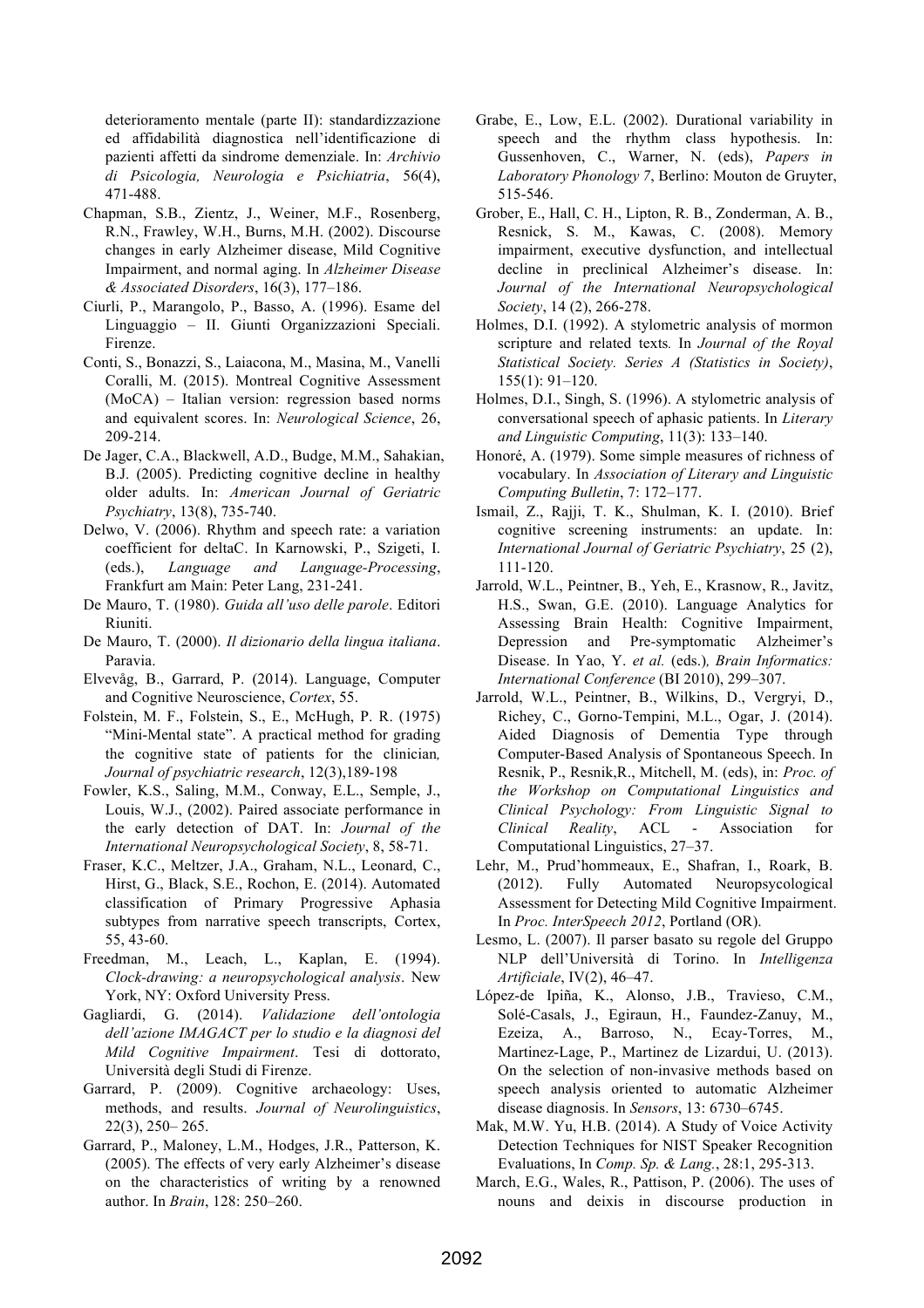deterioramento mentale (parte II): standardizzazione ed affidabilità diagnostica nell'identificazione di pazienti affetti da sindrome demenziale. In: *Archivio di Psicologia, Neurologia e Psichiatria*, 56(4), 471-488.

Chapman, S.B., Zientz, J., Weiner, M.F., Rosenberg, R.N., Frawley, W.H., Burns, M.H. (2002). Discourse changes in early Alzheimer disease, Mild Cognitive Impairment, and normal aging. In *Alzheimer Disease & Associated Disorders*, 16(3), 177–186.

Ciurli, P., Marangolo, P., Basso, A. (1996). Esame del Linguaggio – II. Giunti Organizzazioni Speciali. Firenze.

Conti, S., Bonazzi, S., Laiacona, M., Masina, M., Vanelli Coralli, M. (2015). Montreal Cognitive Assessment (MoCA) – Italian version: regression based norms and equivalent scores. In: *Neurological Science*, 26, 209-214.

De Jager, C.A., Blackwell, A.D., Budge, M.M., Sahakian, B.J. (2005). Predicting cognitive decline in healthy older adults. In: *American Journal of Geriatric Psychiatry*, 13(8), 735-740.

Delwo, V. (2006). Rhythm and speech rate: a variation coefficient for deltaC. In Karnowski, P., Szigeti, I. (eds.), *Language and Language-Processing*, Frankfurt am Main: Peter Lang, 231-241.

De Mauro, T. (1980). *Guida all'uso delle parole*. Editori Riuniti.

De Mauro, T. (2000). *Il dizionario della lingua italiana*. Paravia.

Elvevåg, B., Garrard, P. (2014). Language, Computer and Cognitive Neuroscience, *Cortex*, 55.

Folstein, M. F., Folstein, S., E., McHugh, P. R. (1975) "Mini-Mental state". A practical method for grading the cognitive state of patients for the clinician*, Journal of psychiatric research*, 12(3),189-198

Fowler, K.S., Saling, M.M., Conway, E.L., Semple, J., Louis, W.J., (2002). Paired associate performance in the early detection of DAT. In: *Journal of the International Neuropsychological Society*, 8, 58-71.

Fraser, K.C., Meltzer, J.A., Graham, N.L., Leonard, C., Hirst, G., Black, S.E., Rochon, E. (2014). Automated classification of Primary Progressive Aphasia subtypes from narrative speech transcripts, Cortex, 55, 43-60.

Freedman, M., Leach, L., Kaplan, E. (1994). *Clock-drawing: a neuropsychological analysis*. New York, NY: Oxford University Press.

Gagliardi, G. (2014). *Validazione dell'ontologia dell'azione IMAGACT per lo studio e la diagnosi del Mild Cognitive Impairment*. Tesi di dottorato, Università degli Studi di Firenze.

Garrard, P. (2009). Cognitive archaeology: Uses, methods, and results. *Journal of Neurolinguistics*, 22(3), 250– 265.

Garrard, P., Maloney, L.M., Hodges, J.R., Patterson, K. (2005). The effects of very early Alzheimer's disease on the characteristics of writing by a renowned author. In *Brain*, 128: 250–260.

Grabe, E., Low, E.L. (2002). Durational variability in speech and the rhythm class hypothesis. In: Gussenhoven, C., Warner, N. (eds), *Papers in Laboratory Phonology 7*, Berlino: Mouton de Gruyter, 515-546.

Grober, E., Hall, C. H., Lipton, R. B., Zonderman, A. B., Resnick, S. M., Kawas, C. (2008). Memory impairment, executive dysfunction, and intellectual decline in preclinical Alzheimer's disease. In: *Journal of the International Neuropsychological Society*, 14 (2), 266-278.

Holmes, D.I. (1992). A stylometric analysis of mormon scripture and related texts*.* In *Journal of the Royal Statistical Society. Series A (Statistics in Society)*, 155(1): 91–120.

Holmes, D.I., Singh, S. (1996). A stylometric analysis of conversational speech of aphasic patients. In *Literary and Linguistic Computing*, 11(3): 133–140.

Honoré, A. (1979). Some simple measures of richness of vocabulary. In *Association of Literary and Linguistic Computing Bulletin*, 7: 172–177.

Ismail, Z., Rajji, T. K., Shulman, K. I. (2010). Brief cognitive screening instruments: an update. In: *International Journal of Geriatric Psychiatry*, 25 (2), 111-120.

Jarrold, W.L., Peintner, B., Yeh, E., Krasnow, R., Javitz, H.S., Swan, G.E. (2010). Language Analytics for Assessing Brain Health: Cognitive Impairment, Depression and Pre-symptomatic Alzheimer's Disease. In Yao, Y. *et al.* (eds.)*, Brain Informatics: International Conference* (BI 2010), 299–307.

Jarrold, W.L., Peintner, B., Wilkins, D., Vergryi, D., Richey, C., Gorno-Tempini, M.L., Ogar, J. (2014). Aided Diagnosis of Dementia Type through Computer-Based Analysis of Spontaneous Speech. In Resnik, P., Resnik,R., Mitchell, M. (eds), in: *Proc. of the Workshop on Computational Linguistics and Clinical Psychology: From Linguistic Signal to Clinical Reality*, ACL - Association for Computational Linguistics, 27–37.

Lehr, M., Prud'hommeaux, E., Shafran, I., Roark, B. (2012). Fully Automated Neuropsycological Assessment for Detecting Mild Cognitive Impairment. In *Proc. InterSpeech 2012*, Portland (OR).

Lesmo, L. (2007). Il parser basato su regole del Gruppo NLP dell'Università di Torino. In *Intelligenza Artificiale*, IV(2), 46–47.

López-de Ipiña, K., Alonso, J.B., Travieso, C.M., Solé-Casals, J., Egiraun, H., Faundez-Zanuy, M., Ezeiza, A., Barroso, N., Ecay-Torres, M., Martinez-Lage, P., Martinez de Lizardui, U. (2013). On the selection of non-invasive methods based on speech analysis oriented to automatic Alzheimer disease diagnosis. In *Sensors*, 13: 6730–6745.

Mak, M.W. Yu, H.B. (2014). A Study of Voice Activity Detection Techniques for NIST Speaker Recognition Evaluations, In *Comp. Sp. & Lang.*, 28:1, 295-313.

March, E.G., Wales, R., Pattison, P. (2006). The uses of nouns and deixis in discourse production in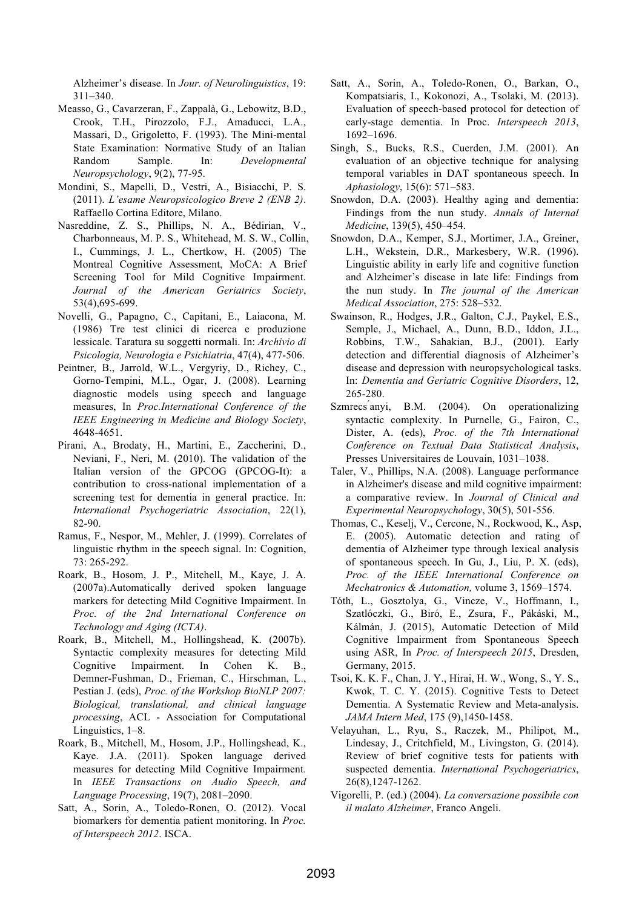Alzheimer's disease. In *Jour. of Neurolinguistics*, 19: 311–340.

Measso, G., Cavarzeran, F., Zappalà, G., Lebowitz, B.D., Crook, T.H., Pirozzolo, F.J., Amaducci, L.A., Massari, D., Grigoletto, F. (1993). The Mini-mental State Examination: Normative Study of an Italian Random Sample. In: *Developmental Neuropsychology*, 9(2), 77-95.

Mondini, S., Mapelli, D., Vestri, A., Bisiacchi, P. S. (2011). *L'esame Neuropsicologico Breve 2 (ENB 2)*. Raffaello Cortina Editore, Milano.

Nasreddine, Z. S., Phillips, N. A., Bédirian, V., Charbonneaus, M. P. S., Whitehead, M. S. W., Collin, I., Cummings, J. L., Chertkow, H. (2005) The Montreal Cognitive Assessment, MoCA: A Brief Screening Tool for Mild Cognitive Impairment. *Journal of the American Geriatrics Society*, 53(4),695-699.

Novelli, G., Papagno, C., Capitani, E., Laiacona, M. (1986) Tre test clinici di ricerca e produzione lessicale. Taratura su soggetti normali. In: *Archivio di Psicologia, Neurologia e Psichiatria*, 47(4), 477-506.

Peintner, B., Jarrold, W.L., Vergyriy, D., Richey, C., Gorno-Tempini, M.L., Ogar, J. (2008). Learning diagnostic models using speech and language measures, In *Proc.International Conference of the IEEE Engineering in Medicine and Biology Society*, 4648-4651.

Pirani, A., Brodaty, H., Martini, E., Zaccherini, D., Neviani, F., Neri, M. (2010). The validation of the Italian version of the GPCOG (GPCOG-It): a contribution to cross-national implementation of a screening test for dementia in general practice. In: *International Psychogeriatric Association*, 22(1), 82-90.

Ramus, F., Nespor, M., Mehler, J. (1999). Correlates of linguistic rhythm in the speech signal. In: Cognition, 73: 265-292.

Roark, B., Hosom, J. P., Mitchell, M., Kaye, J. A. (2007a).Automatically derived spoken language markers for detecting Mild Cognitive Impairment. In *Proc. of the 2nd International Conference on Technology and Aging (ICTA)*.

Roark, B., Mitchell, M., Hollingshead, K. (2007b). Syntactic complexity measures for detecting Mild Cognitive Impairment. In Cohen K. B., Demner-Fushman, D., Frieman, C., Hirschman, L., Pestian J. (eds), *Proc. of the Workshop BioNLP 2007: Biological, translational, and clinical language processing*, ACL - Association for Computational Linguistics, 1–8.

Roark, B., Mitchell, M., Hosom, J.P., Hollingshead, K., Kaye. J.A. (2011). Spoken language derived measures for detecting Mild Cognitive Impairment*.* In *IEEE Transactions on Audio Speech, and Language Processing*, 19(7), 2081–2090.

Satt, A., Sorin, A., Toledo-Ronen, O. (2012). Vocal biomarkers for dementia patient monitoring. In *Proc. of Interspeech 2012*. ISCA.

Satt, A., Sorin, A., Toledo-Ronen, O., Barkan, O., Kompatsiaris, I., Kokonozi, A., Tsolaki, M. (2013). Evaluation of speech-based protocol for detection of early-stage dementia. In Proc. *Interspeech 2013*, 1692–1696.

Singh, S., Bucks, R.S., Cuerden, J.M. (2001). An evaluation of an objective technique for analysing temporal variables in DAT spontaneous speech. In *Aphasiology*, 15(6): 571–583.

Snowdon, D.A. (2003). Healthy aging and dementia: Findings from the nun study. *Annals of Internal Medicine*, 139(5), 450–454.

Snowdon, D.A., Kemper, S.J., Mortimer, J.A., Greiner, L.H., Wekstein, D.R., Markesbery, W.R. (1996). Linguistic ability in early life and cognitive function and Alzheimer's disease in late life: Findings from the nun study. In *The journal of the American Medical Association*, 275: 528–532.

Swainson, R., Hodges, J.R., Galton, C.J., Paykel, E.S., Semple, J., Michael, A., Dunn, B.D., Iddon, J.L., Robbins, T.W., Sahakian, B.J., (2001). Early detection and differential diagnosis of Alzheimer's disease and depression with neuropsychological tasks. In: *Dementia and Geriatric Cognitive Disorders*, 12, 265-280.

Szmrecs ́anyi, B.M. (2004). On operationalizing syntactic complexity. In Purnelle, G., Fairon, C., Dister, A. (eds), *Proc. of the 7th International Conference on Textual Data Statistical Analysis*, Presses Universitaires de Louvain, 1031–1038.

Taler, V., Phillips, N.A. (2008). Language performance in Alzheimer's disease and mild cognitive impairment: a comparative review. In *Journal of Clinical and Experimental Neuropsychology*, 30(5), 501-556.

Thomas, C., Keselj, V., Cercone, N., Rockwood, K., Asp, E. (2005). Automatic detection and rating of dementia of Alzheimer type through lexical analysis of spontaneous speech. In Gu, J., Liu, P. X. (eds), *Proc. of the IEEE International Conference on Mechatronics & Automation,* volume 3, 1569–1574.

Tóth, L., Gosztolya, G., Vincze, V., Hoffmann, I., Szatlóczki, G., Biró, E., Zsura, F., Pákáski, M., Kálmán, J. (2015), Automatic Detection of Mild Cognitive Impairment from Spontaneous Speech using ASR, In *Proc. of Interspeech 2015*, Dresden, Germany, 2015.

Tsoi, K. K. F., Chan, J. Y., Hirai, H. W., Wong, S., Y. S., Kwok, T. C. Y. (2015). Cognitive Tests to Detect Dementia. A Systematic Review and Meta-analysis. *JAMA Intern Med*, 175 (9),1450-1458.

Velayuhan, L., Ryu, S., Raczek, M., Philipot, M., Lindesay, J., Critchfield, M., Livingston, G. (2014). Review of brief cognitive tests for patients with suspected dementia. *International Psychogeriatrics*, 26(8),1247-1262.

Vigorelli, P. (ed.) (2004). *La conversazione possibile con il malato Alzheimer*, Franco Angeli.